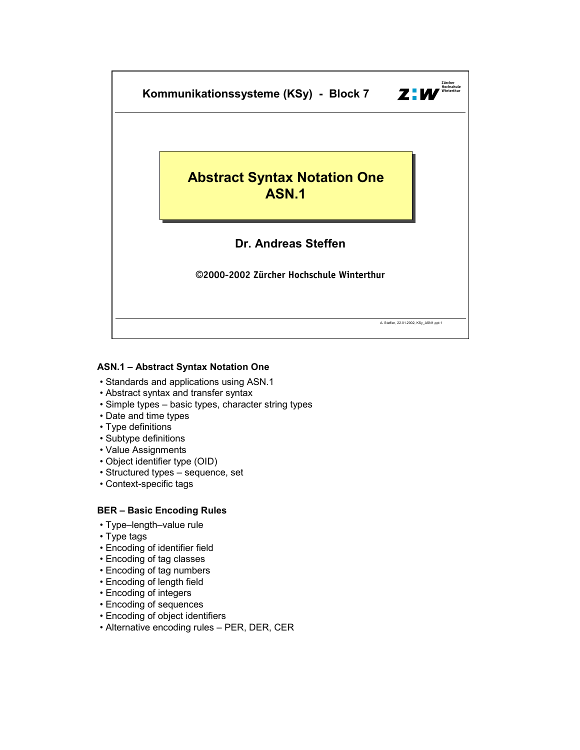Kommunikationssysteme (KSy) - Block 7

# Abstract Syntax Notation One ASN.1

**Dr. Andreas Steffen**

©2000-2002 Zürcher Hochschule Winterthur

A. Steffen, 22.01.2002, KSy_ASN1.ppt 1

### ASN.1 – Abstract Syntax Notation One

- Standards and applications using ASN.1
- Abstract syntax and transfer syntax
- Simple types – basic types, character string types
- Date and time types
- Type definitions
- Subtype definitions
- Value Assignments
- Object identifier type (OID)
- Structured types – sequence, set
- Context-specific tags

### BER – Basic Encoding Rules

- Type–length–value rule
- Type tags
- Encoding of identifier field
- Encoding of tag classes
- Encoding of tag numbers
- Encoding of length field
- Encoding of integers
- Encoding of sequences
- Encoding of object identifiers
- Alternative encoding rules – PER, DER, CER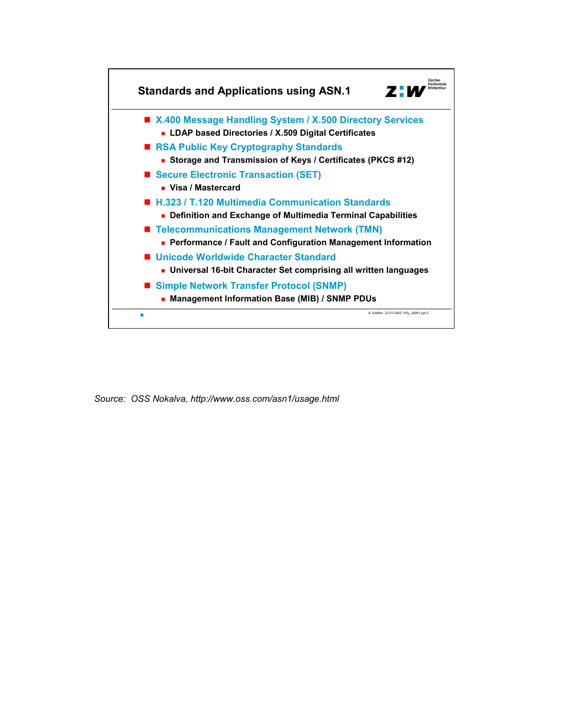## Standards and Applications using ASN.1

- X.400 Message Handling System / X.500 Directory Services
  - LDAP based Directories / X.509 Digital Certificates
- RSA Public Key Cryptography Standards
  - Storage and Transmission of Keys / Certificates (PKCS #12)
- Secure Electronic Transaction (SET)
  - Visa / Mastercard
- H.323 / T.120 Multimedia Communication Standards
  - Definition and Exchange of Multimedia Terminal Capabilities
- Telecommunications Management Network (TMN)
  - Performance / Fault and Configuration Management Information
- Unicode Worldwide Character Standard
  - Universal 16-bit Character Set comprising all written languages
- Simple Network Transfer Protocol (SNMP)
  - Management Information Base (MIB) / SNMP PDUs

*Source: OSS Nokalva, http://www.oss.com/asn1/usage.html*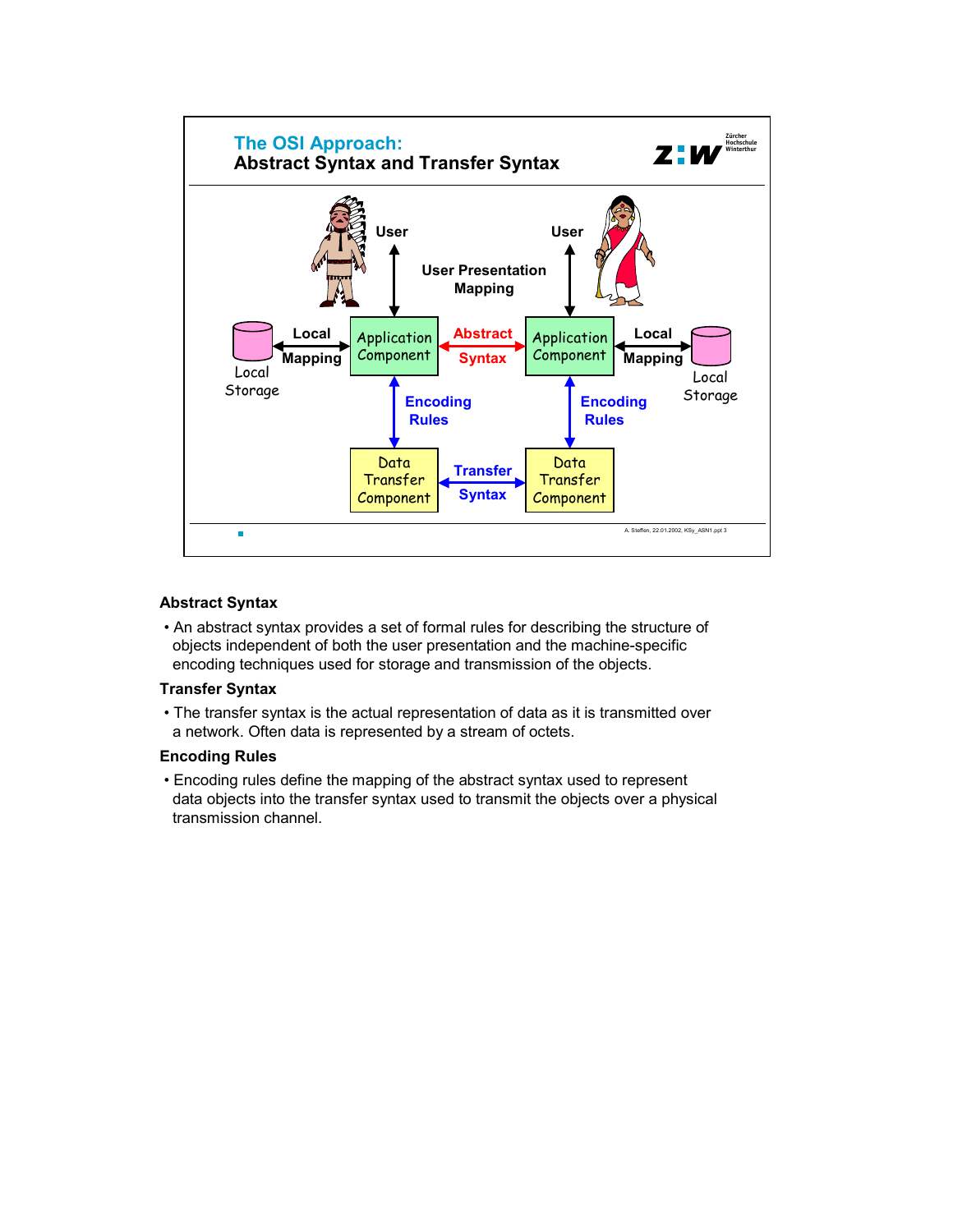## The OSI Approach: Abstract Syntax and Transfer Syntax

User | User Presentation Mapping | User

Local Storage — Local Mapping — Application Component — Abstract Syntax — Application Component — Local Mapping — Local Storage

Encoding Rules | Encoding Rules

Data Transfer Component — Transfer Syntax — Data Transfer Component

A. Steffen, 22.01.2002, KSy_ASN1.ppt 3

### Abstract Syntax

- An abstract syntax provides a set of formal rules for describing the structure of objects independent of both the user presentation and the machine-specific encoding techniques used for storage and transmission of the objects.

### Transfer Syntax

- The transfer syntax is the actual representation of data as it is transmitted over a network. Often data is represented by a stream of octets.

### Encoding Rules

- Encoding rules define the mapping of the abstract syntax used to represent data objects into the transfer syntax used to transmit the objects over a physical transmission channel.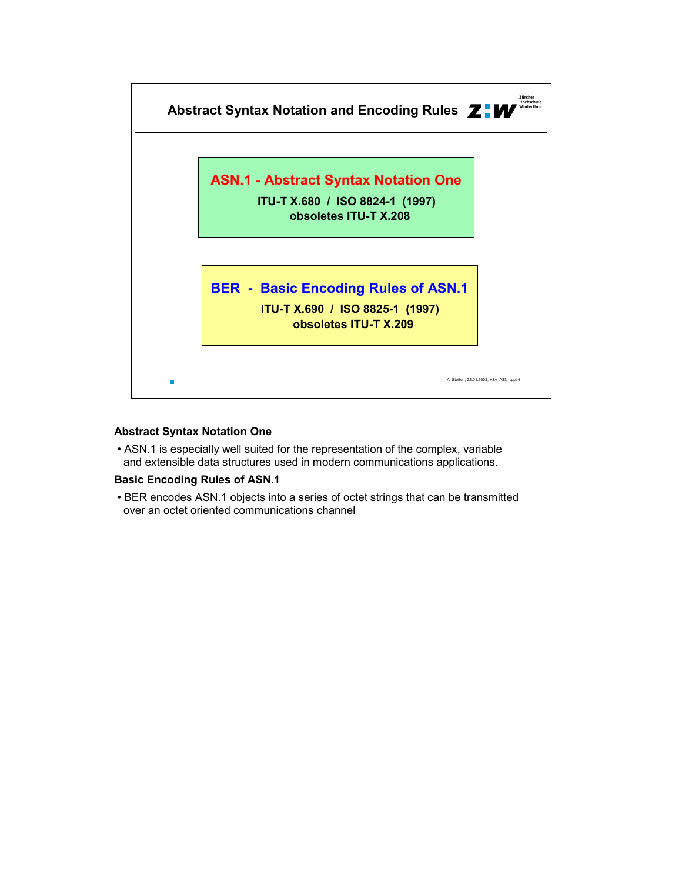## Abstract Syntax Notation and Encoding Rules

**ASN.1 - Abstract Syntax Notation One**

**ITU-T X.680 / ISO 8824-1 (1997)**
**obsoletes ITU-T X.208**

**BER - Basic Encoding Rules of ASN.1**

**ITU-T X.690 / ISO 8825-1 (1997)**
**obsoletes ITU-T X.209**

**Abstract Syntax Notation One**

- ASN.1 is especially well suited for the representation of the complex, variable and extensible data structures used in modern communications applications.

**Basic Encoding Rules of ASN.1**

- BER encodes ASN.1 objects into a series of octet strings that can be transmitted over an octet oriented communications channel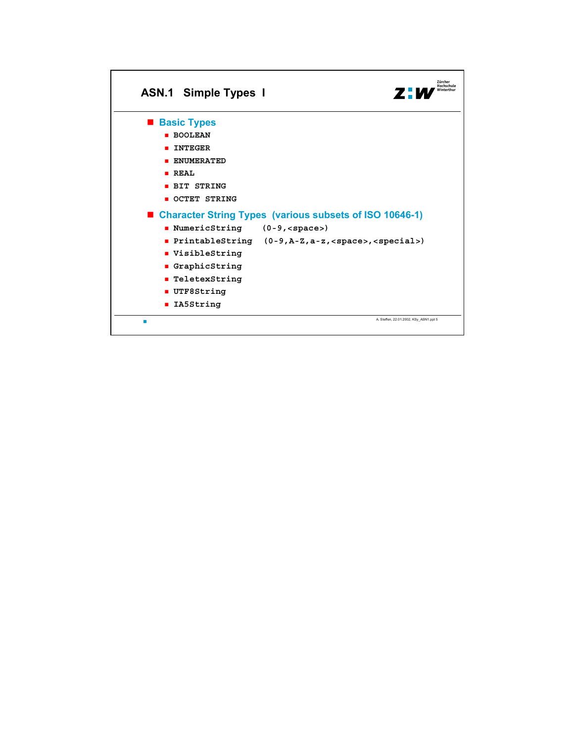# ASN.1 Simple Types I

## Basic Types

- `BOOLEAN`
- `INTEGER`
- `ENUMERATED`
- `REAL`
- `BIT STRING`
- `OCTET STRING`

## Character String Types (various subsets of ISO 10646-1)

- `NumericString` (0-9,<space>)
- `PrintableString` (0-9,A-Z,a-z,<space>,<special>)
- `VisibleString`
- `GraphicString`
- `TeletexString`
- `UTF8String`
- `IA5String`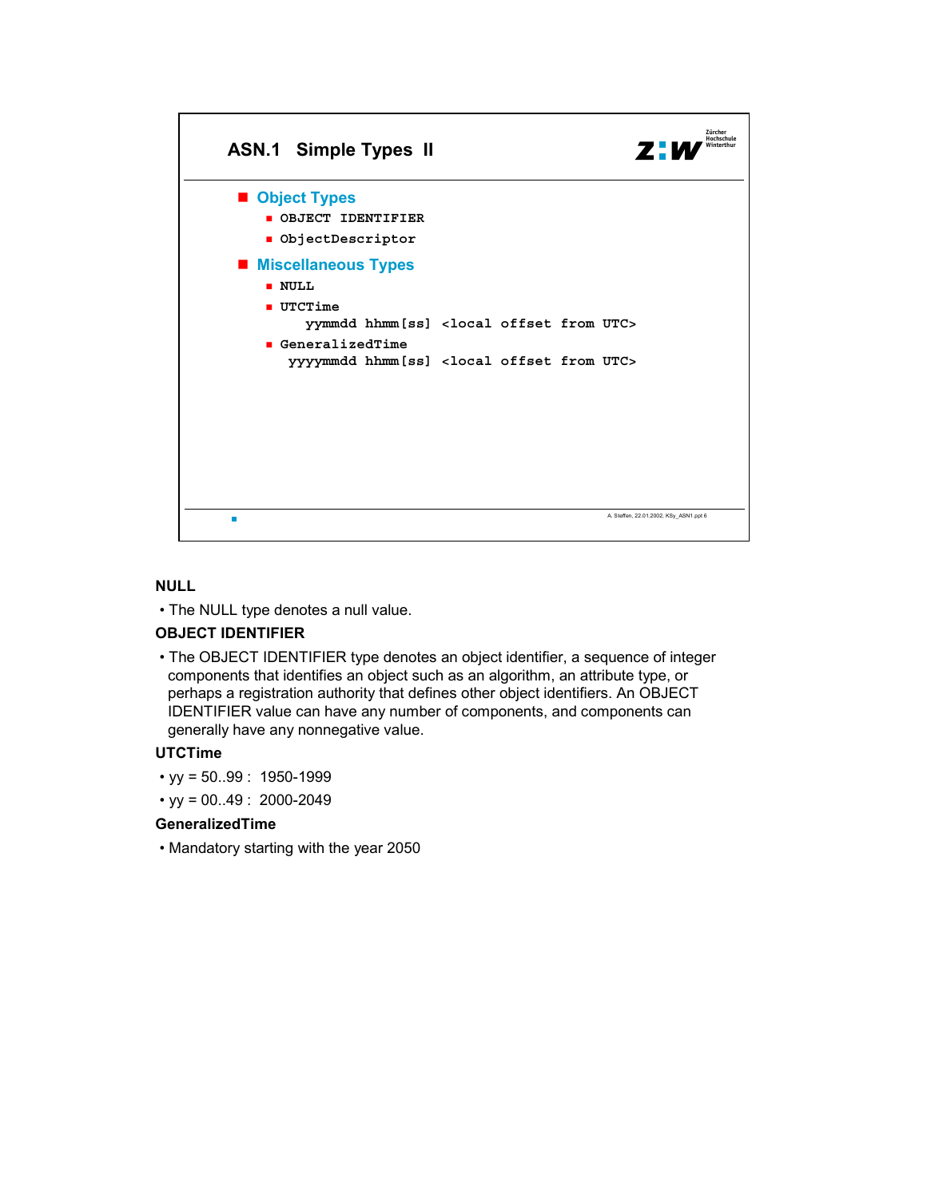## ASN.1 Simple Types II

- **Object Types**
  - `OBJECT IDENTIFIER`
  - `ObjectDescriptor`
- **Miscellaneous Types**
  - `NULL`
  - `UTCTime`
    `yymmdd hhmm[ss] <local offset from UTC>`
  - `GeneralizedTime`
    `yyyymmdd hhmm[ss] <local offset from UTC>`

A. Steffen, 22.01.2002, KSy_ASN1.ppt 6

**NULL**

- The NULL type denotes a null value.

**OBJECT IDENTIFIER**

- The OBJECT IDENTIFIER type denotes an object identifier, a sequence of integer components that identifies an object such as an algorithm, an attribute type, or perhaps a registration authority that defines other object identifiers. An OBJECT IDENTIFIER value can have any number of components, and components can generally have any nonnegative value.

**UTCTime**

- yy = 50..99 : 1950-1999
- yy = 00..49 : 2000-2049

**GeneralizedTime**

- Mandatory starting with the year 2050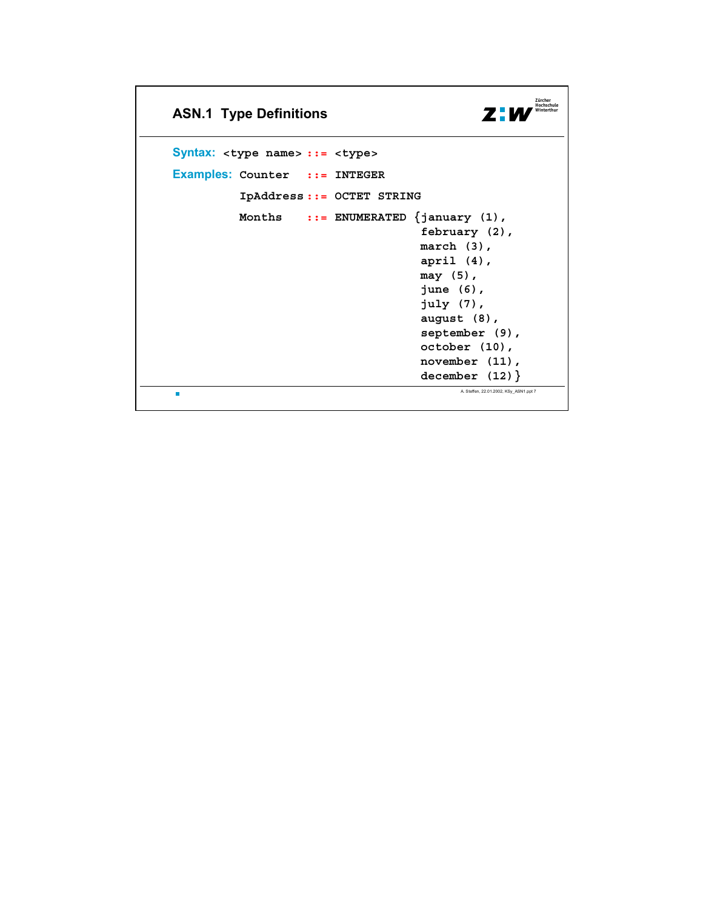## ASN.1 Type Definitions

**Syntax:** `<type name> ::= <type>`

**Examples:**

```
Counter   ::= INTEGER

IpAddress ::= OCTET STRING

Months    ::= ENUMERATED {january (1),
                          february (2),
                          march (3),
                          april (4),
                          may (5),
                          june (6),
                          july (7),
                          august (8),
                          september (9),
                          october (10),
                          november (11),
                          december (12)}
```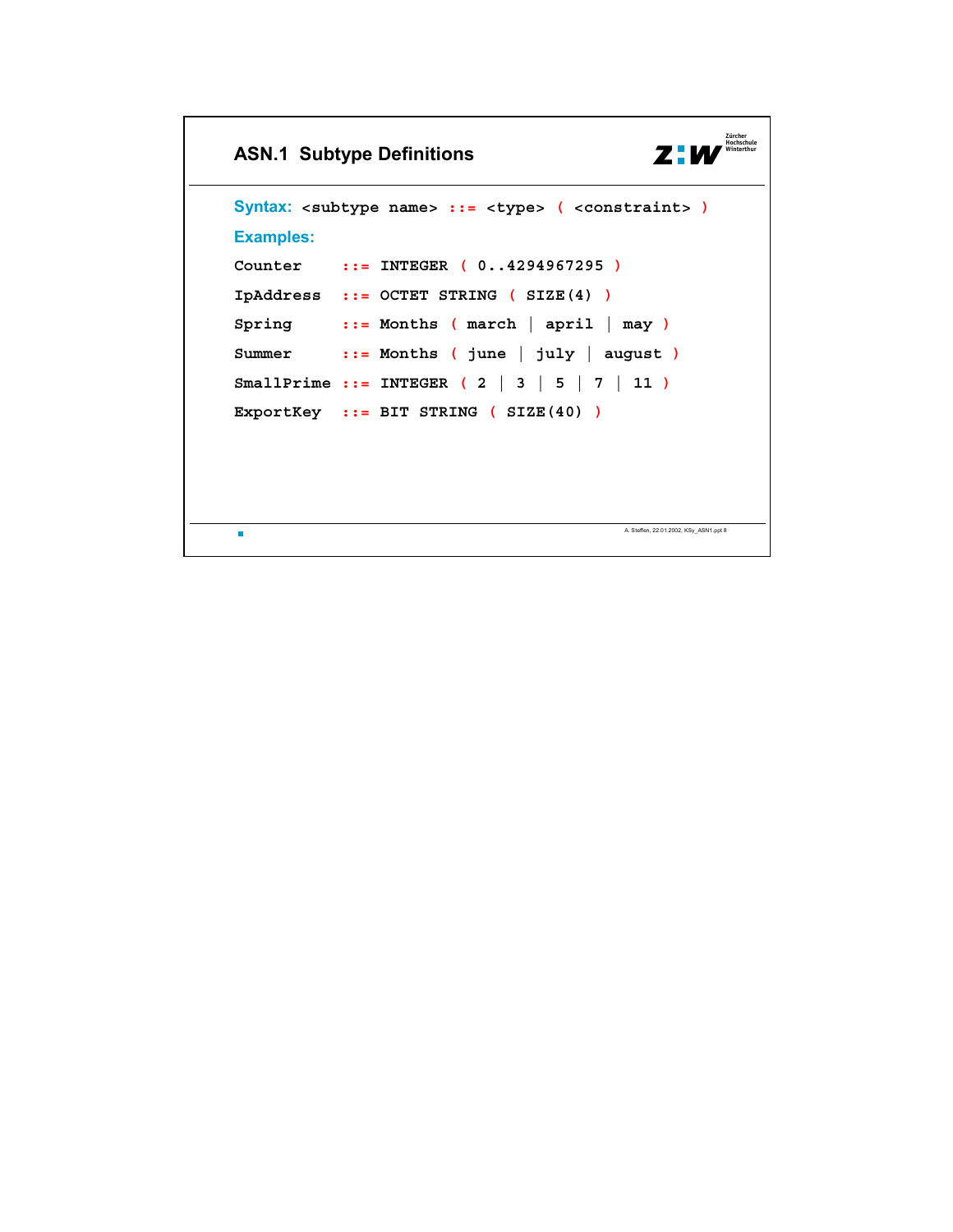## ASN.1 Subtype Definitions

**Syntax:** `<subtype name> ::= <type> ( <constraint> )`

**Examples:**

```
Counter     ::= INTEGER ( 0..4294967295 )
IpAddress   ::= OCTET STRING ( SIZE(4) )
Spring      ::= Months ( march | april | may )
Summer      ::= Months ( june | july | august )
SmallPrime  ::= INTEGER ( 2 | 3 | 5 | 7 | 11 )
ExportKey   ::= BIT STRING ( SIZE(40) )
```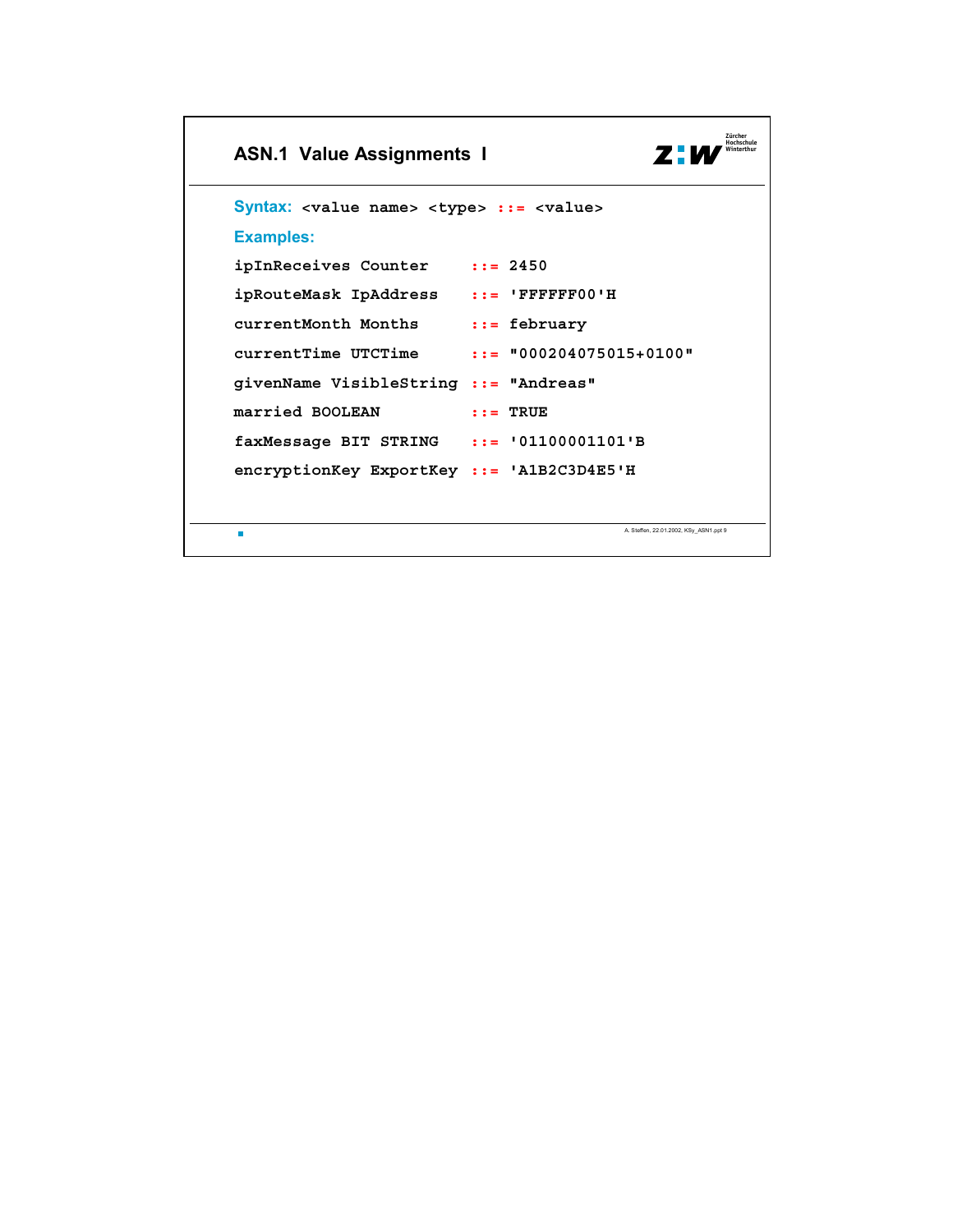## ASN.1 Value Assignments I

**Syntax:** `<value name> <type> ::= <value>`

**Examples:**

```
ipInReceives Counter       ::= 2450
ipRouteMask IpAddress      ::= 'FFFFFF00'H
currentMonth Months        ::= february
currentTime UTCTime        ::= "000204075015+0100"
givenName VisibleString    ::= "Andreas"
married BOOLEAN            ::= TRUE
faxMessage BIT STRING      ::= '01100001101'B
encryptionKey ExportKey    ::= 'A1B2C3D4E5'H
```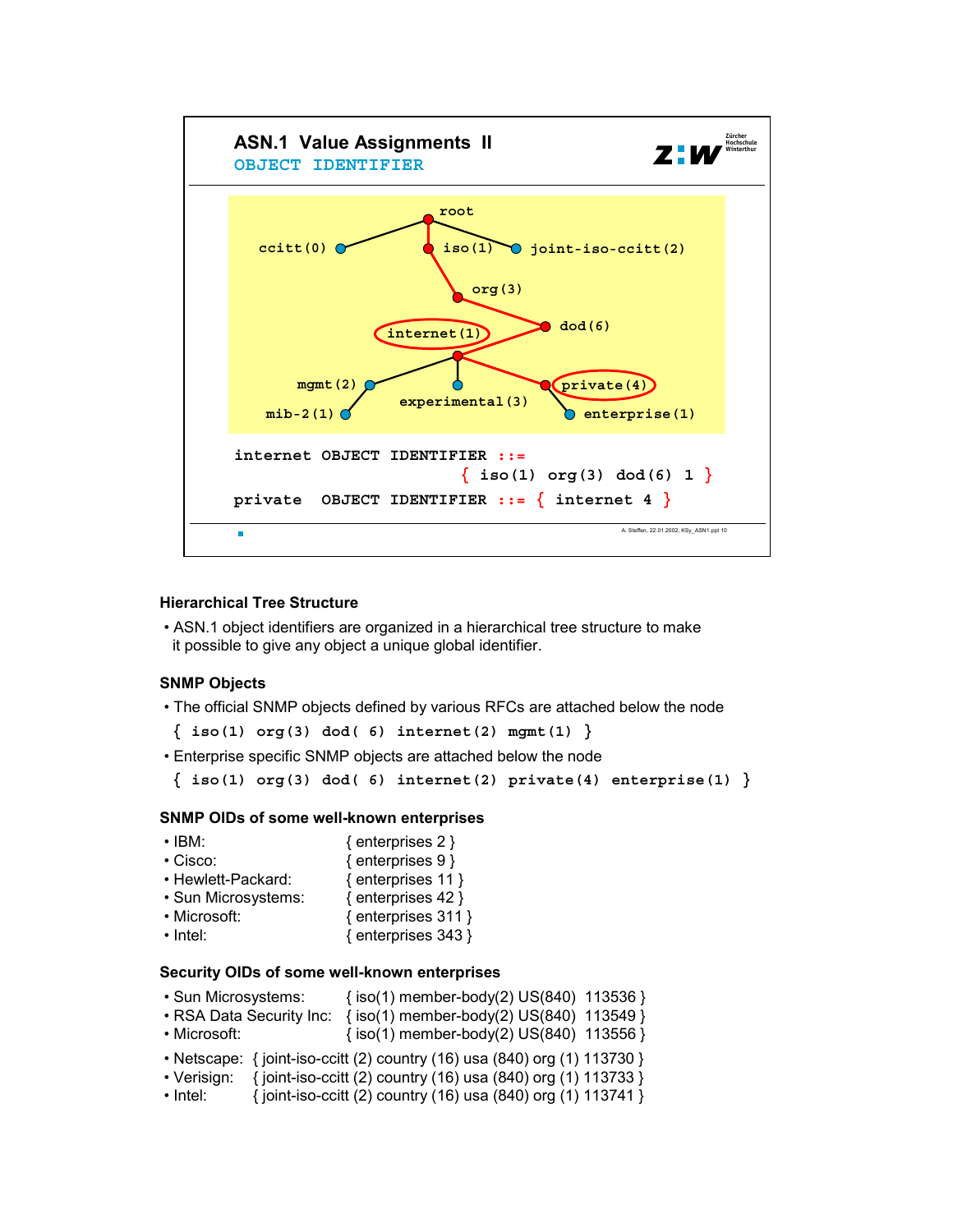## ASN.1 Value Assignments II

### OBJECT IDENTIFIER

```
internet OBJECT IDENTIFIER ::=
                           { iso(1) org(3) dod(6) 1 }
private  OBJECT IDENTIFIER ::= { internet 4 }
```

### Hierarchical Tree Structure

- ASN.1 object identifiers are organized in a hierarchical tree structure to make it possible to give any object a unique global identifier.

### SNMP Objects

- The official SNMP objects defined by various RFCs are attached below the node

  `{ iso(1) org(3) dod( 6) internet(2) mgmt(1) }`

- Enterprise specific SNMP objects are attached below the node

  `{ iso(1) org(3) dod( 6) internet(2) private(4) enterprise(1) }`

### SNMP OIDs of some well-known enterprises

- IBM: { enterprises 2 }
- Cisco: { enterprises 9 }
- Hewlett-Packard: { enterprises 11 }
- Sun Microsystems: { enterprises 42 }
- Microsoft: { enterprises 311 }
- Intel: { enterprises 343 }

### Security OIDs of some well-known enterprises

- Sun Microsystems: { iso(1) member-body(2) US(840) 113536 }
- RSA Data Security Inc: { iso(1) member-body(2) US(840) 113549 }
- Microsoft: { iso(1) member-body(2) US(840) 113556 }

- Netscape: { joint-iso-ccitt (2) country (16) usa (840) org (1) 113730 }
- Verisign: { joint-iso-ccitt (2) country (16) usa (840) org (1) 113733 }
- Intel: { joint-iso-ccitt (2) country (16) usa (840) org (1) 113741 }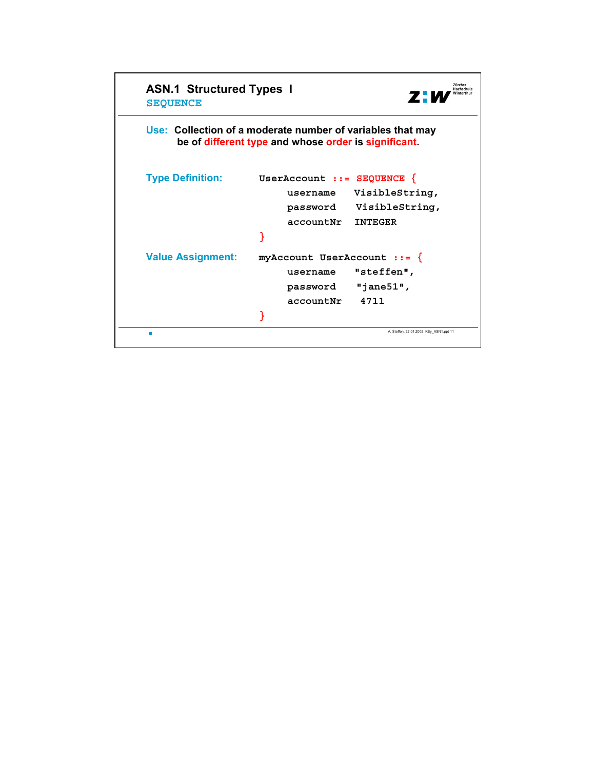# ASN.1 Structured Types I

## SEQUENCE

**Use:** Collection of a moderate number of variables that may be of different type and whose order is significant.

**Type Definition:**

```
UserAccount ::= SEQUENCE {
     username   VisibleString,
     password   VisibleString,
     accountNr  INTEGER
}
```

**Value Assignment:**

```
myAccount UserAccount ::= {
     username   "steffen",
     password   "jane51",
     accountNr   4711
}
```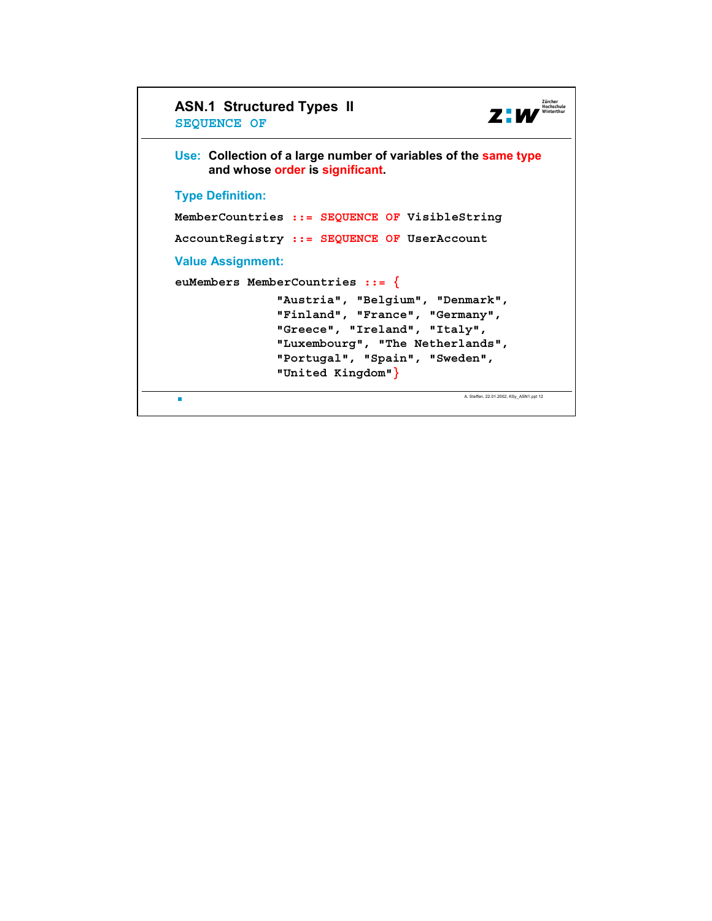## ASN.1 Structured Types II

### SEQUENCE OF

**Use:** Collection of a large number of variables of the same type and whose order is significant.

**Type Definition:**

```
MemberCountries ::= SEQUENCE OF VisibleString

AccountRegistry ::= SEQUENCE OF UserAccount
```

**Value Assignment:**

```
euMembers MemberCountries ::= {
              "Austria", "Belgium", "Denmark",
              "Finland", "France", "Germany",
              "Greece", "Ireland", "Italy",
              "Luxembourg", "The Netherlands",
              "Portugal", "Spain", "Sweden",
              "United Kingdom"}
```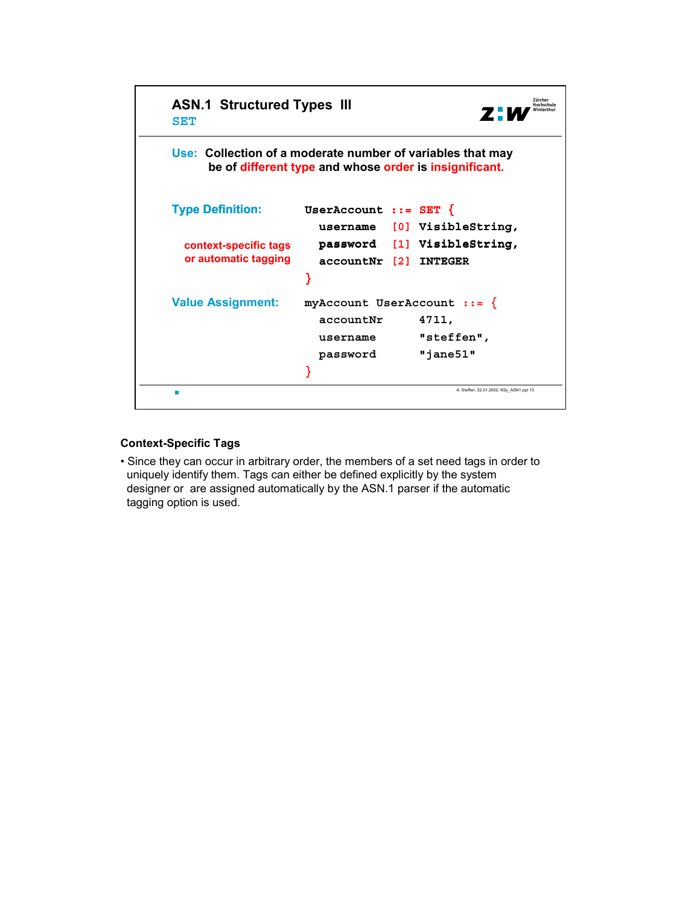## ASN.1 Structured Types III

### SET

**Use:** Collection of a moderate number of variables that may be of different type and whose order is insignificant.

**Type Definition:**

context-specific tags or automatic tagging

```
UserAccount ::= SET {
  username  [0] VisibleString,
  password  [1] VisibleString,
  accountNr [2] INTEGER
}
```

**Value Assignment:**

```
myAccount UserAccount ::= {
  accountNr   4711,
  username    "steffen",
  password    "jane51"
}
```

A. Steffen, 22.01.2002, KSy_ASN1.ppt 13

**Context-Specific Tags**

- Since they can occur in arbitrary order, the members of a set need tags in order to uniquely identify them. Tags can either be defined explicitly by the system designer or are assigned automatically by the ASN.1 parser if the automatic tagging option is used.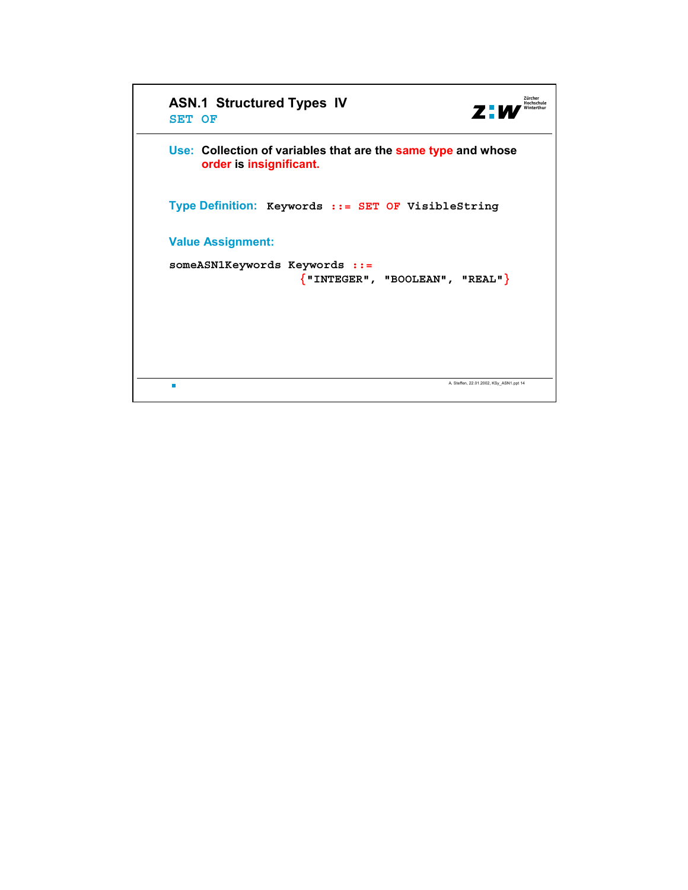# ASN.1 Structured Types IV

## SET OF

**Use:** Collection of variables that are the **same type** and whose **order** is **insignificant.**

**Type Definition:** `Keywords ::= SET OF VisibleString`

**Value Assignment:**

```
someASN1Keywords Keywords ::=
                    {"INTEGER", "BOOLEAN", "REAL"}
```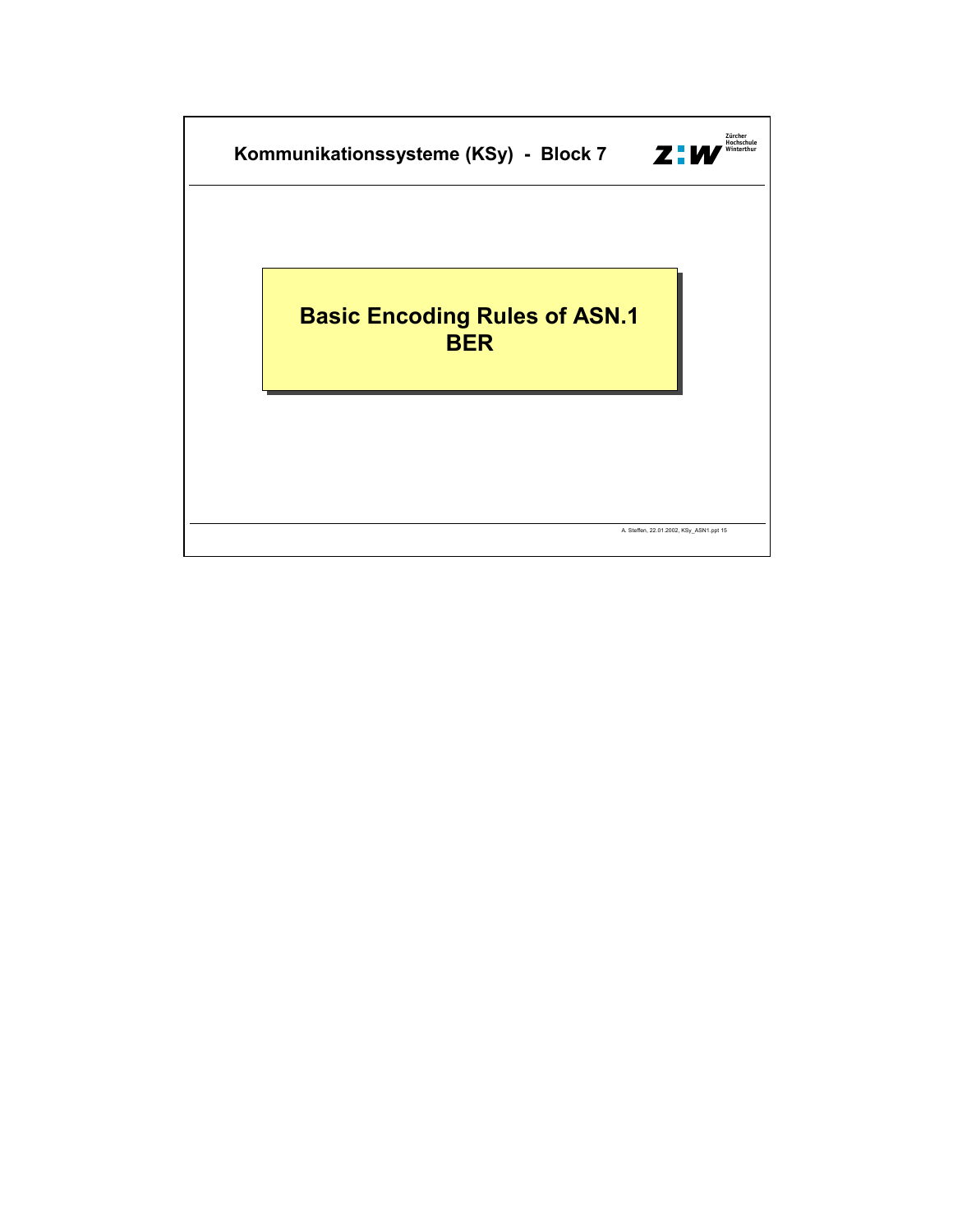# Basic Encoding Rules of ASN.1
# BER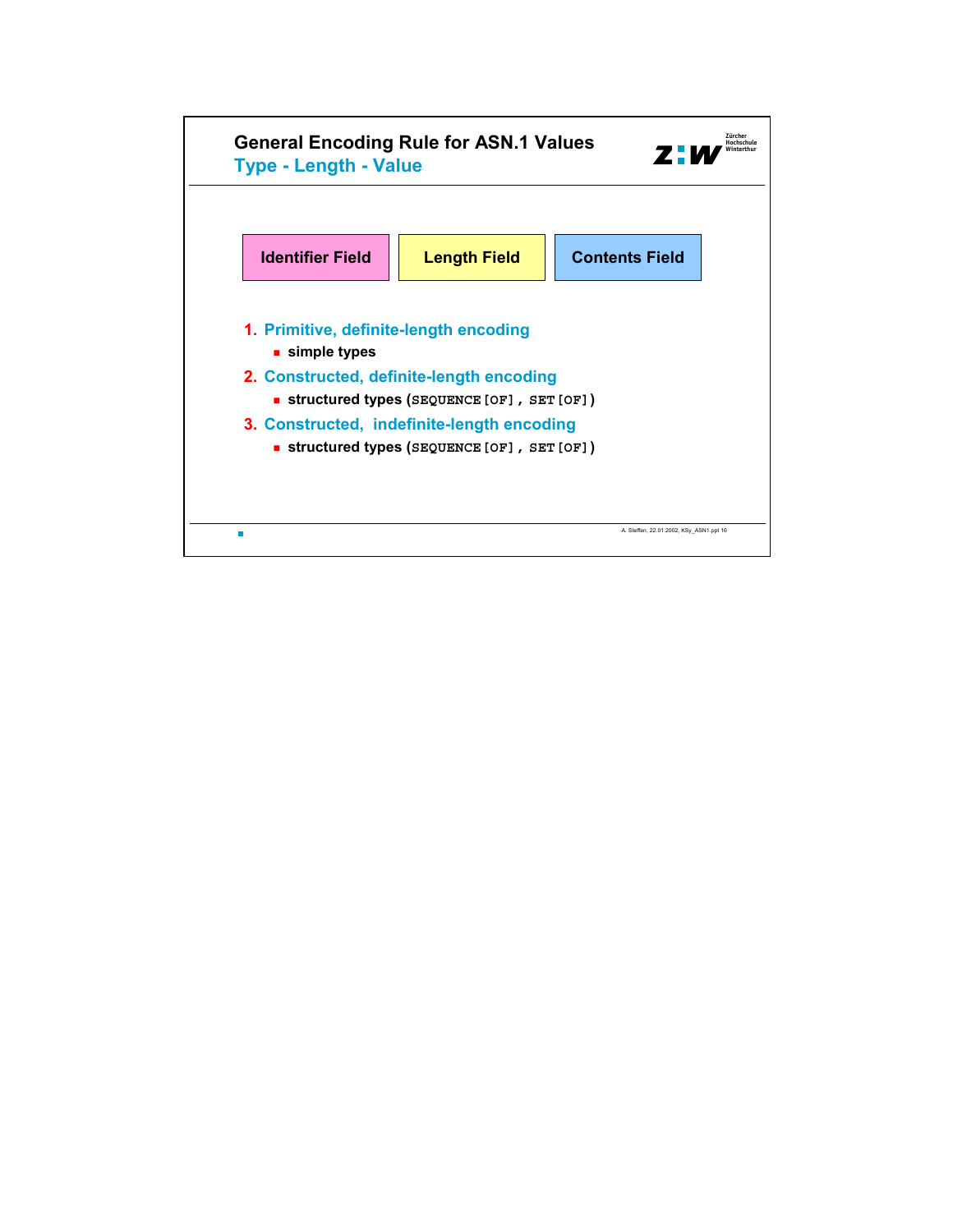## General Encoding Rule for ASN.1 Values

### Type - Length - Value

| Identifier Field | Length Field | Contents Field |
|---|---|---|

1. **Primitive, definite-length encoding**
   - **simple types**
2. **Constructed, definite-length encoding**
   - **structured types (`SEQUENCE [OF]`, `SET [OF]`)**
3. **Constructed, indefinite-length encoding**
   - **structured types (`SEQUENCE [OF]`, `SET [OF]`)**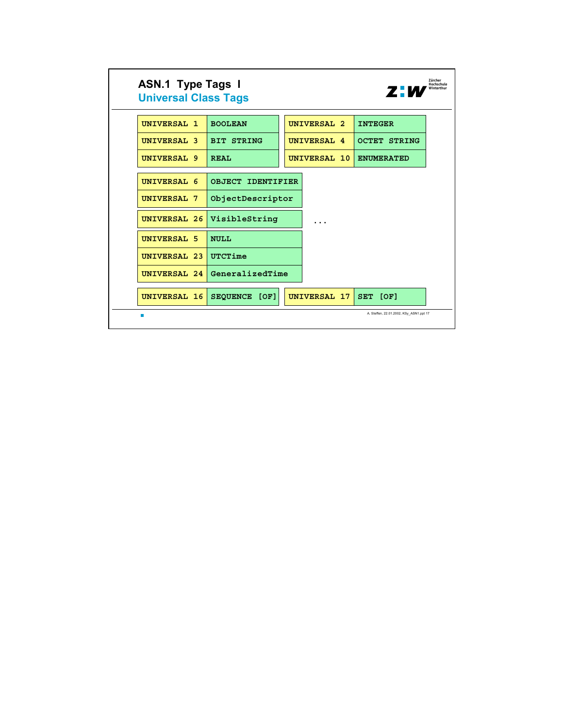# ASN.1 Type Tags I

## Universal Class Tags

| | | | |
|---|---|---|---|
| UNIVERSAL 1 | BOOLEAN | UNIVERSAL 2 | INTEGER |
| UNIVERSAL 3 | BIT STRING | UNIVERSAL 4 | OCTET STRING |
| UNIVERSAL 9 | REAL | UNIVERSAL 10 | ENUMERATED |

| | |
|---|---|
| UNIVERSAL 6 | OBJECT IDENTIFIER |
| UNIVERSAL 7 | ObjectDescriptor |

| | |
|---|---|
| UNIVERSAL 26 | VisibleString |

...

| | |
|---|---|
| UNIVERSAL 5 | NULL |
| UNIVERSAL 23 | UTCTime |
| UNIVERSAL 24 | GeneralizedTime |

| | | | |
|---|---|---|---|
| UNIVERSAL 16 | SEQUENCE [OF] | UNIVERSAL 17 | SET [OF] |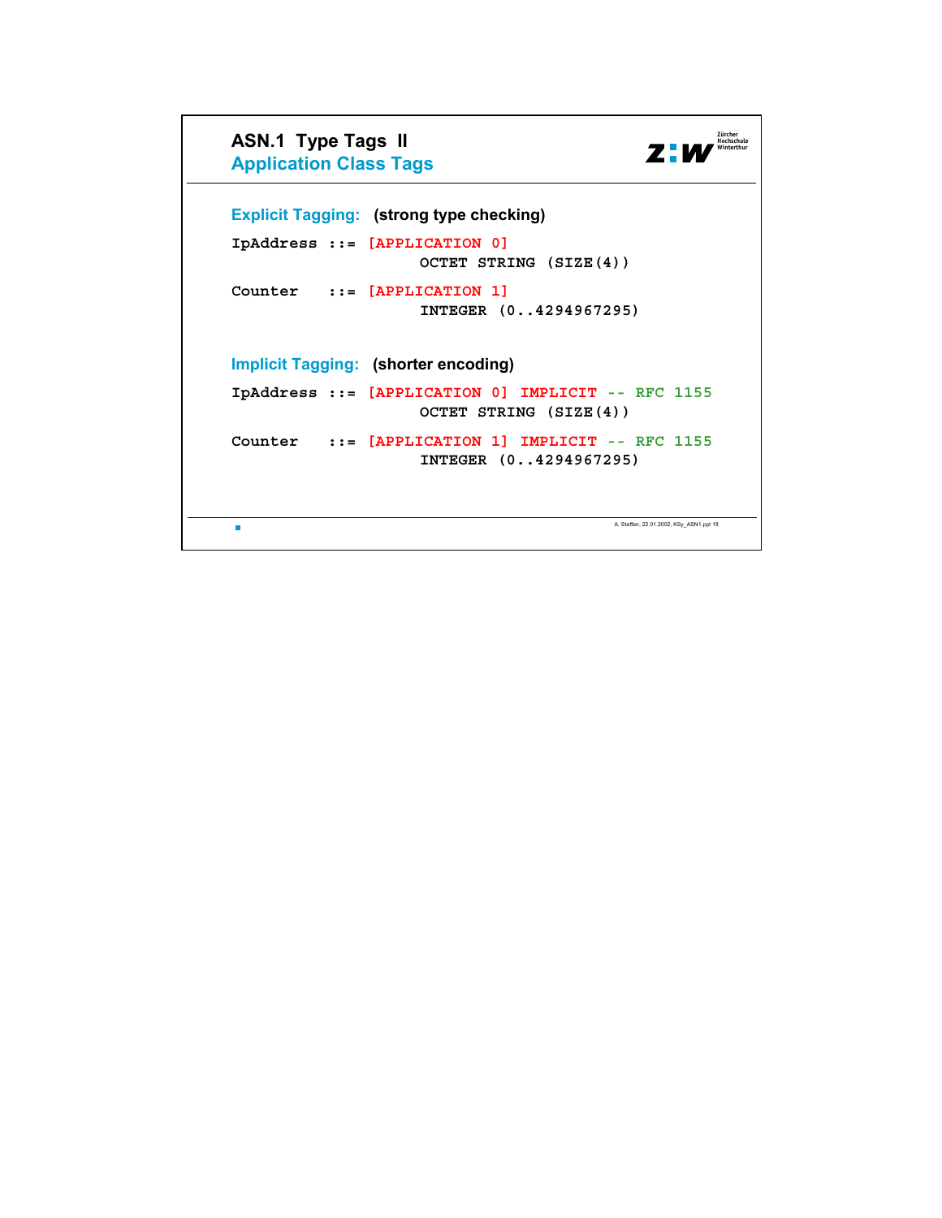# ASN.1 Type Tags II

## Application Class Tags

**Explicit Tagging:** **(strong type checking)**

```
IpAddress ::= [APPLICATION 0]
                  OCTET STRING (SIZE(4))

Counter   ::= [APPLICATION 1]
                  INTEGER (0..4294967295)
```

**Implicit Tagging:** **(shorter encoding)**

```
IpAddress ::= [APPLICATION 0] IMPLICIT -- RFC 1155
                  OCTET STRING (SIZE(4))

Counter   ::= [APPLICATION 1] IMPLICIT -- RFC 1155
                  INTEGER (0..4294967295)
```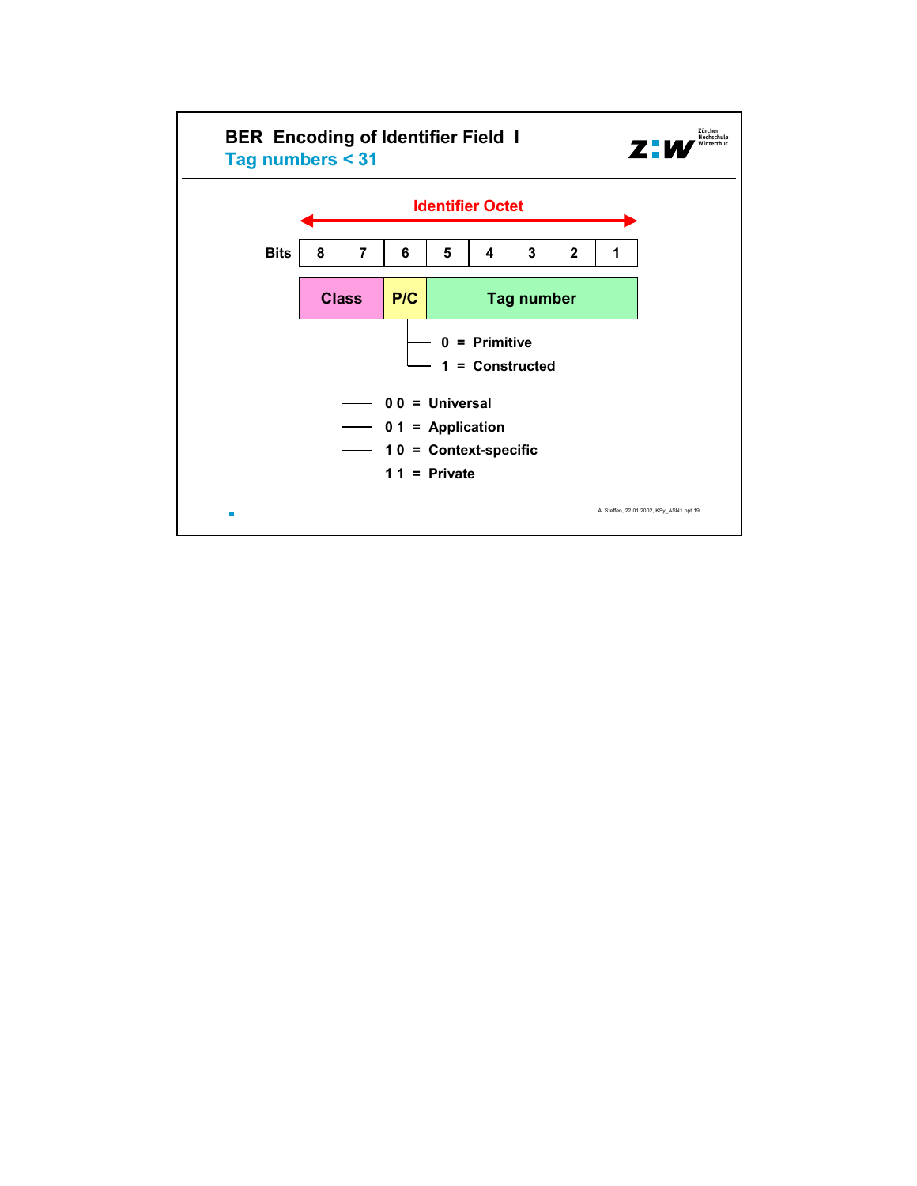# BER Encoding of Identifier Field I

## Tag numbers < 31

**Identifier Octet**

| Bits | 8 | 7 | 6 | 5 | 4 | 3 | 2 | 1 |
|---|---|---|---|---|---|---|---|---|
| | Class | | P/C | Tag number | | | | |

P/C:
- 0 = Primitive
- 1 = Constructed

Class:
- 0 0 = Universal
- 0 1 = Application
- 1 0 = Context-specific
- 1 1 = Private

A. Steffen, 22.01.2002, KSy_ASN1.ppt 19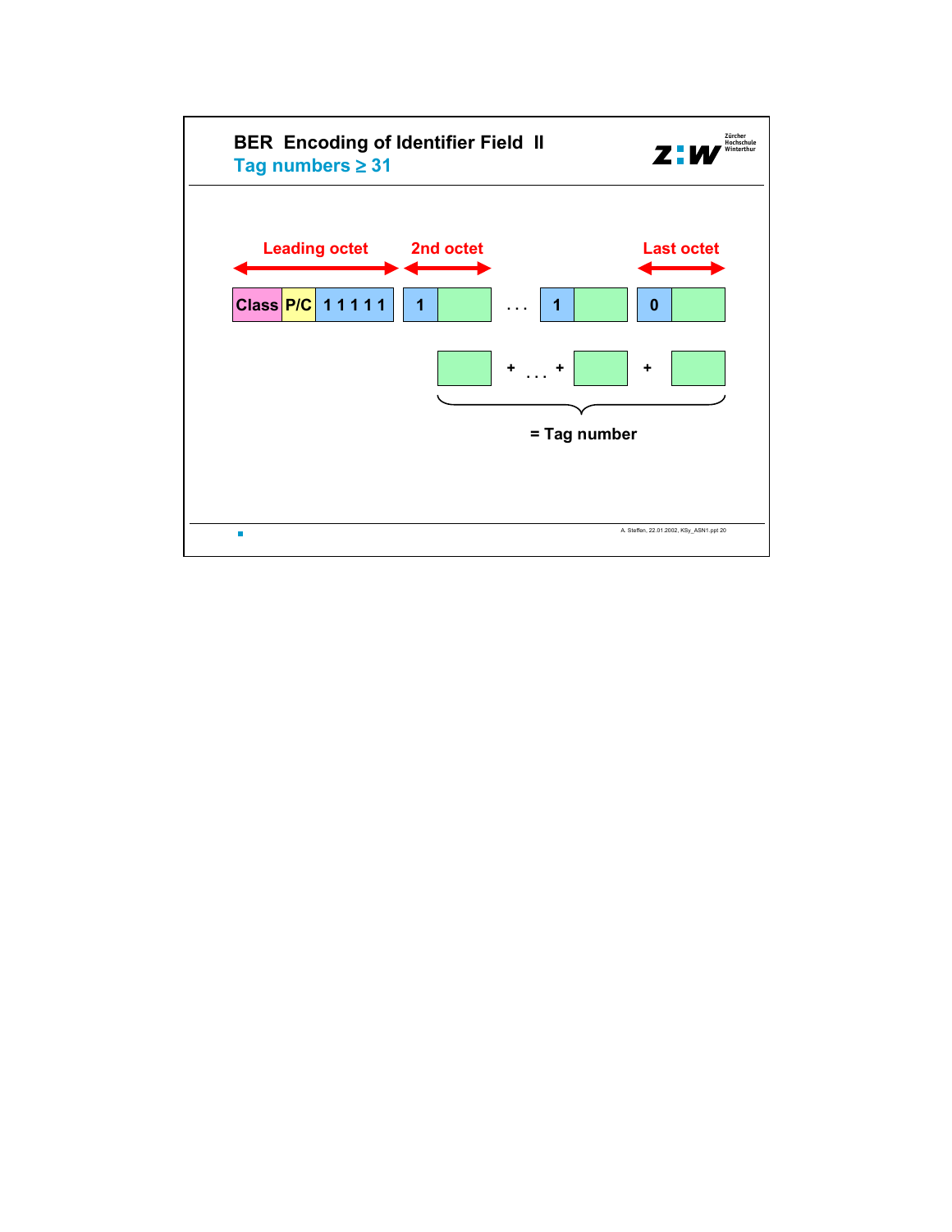# BER Encoding of Identifier Field II

## Tag numbers ≥ 31

| Leading octet | | | 2nd octet | | | Last octet | |
|---|---|---|---|---|---|---|---|
| Class | P/C | 1 1 1 1 1 | 1 | . . . | 1 | 0 | |

[ ] + . . . + [ ] + [ ]

= Tag number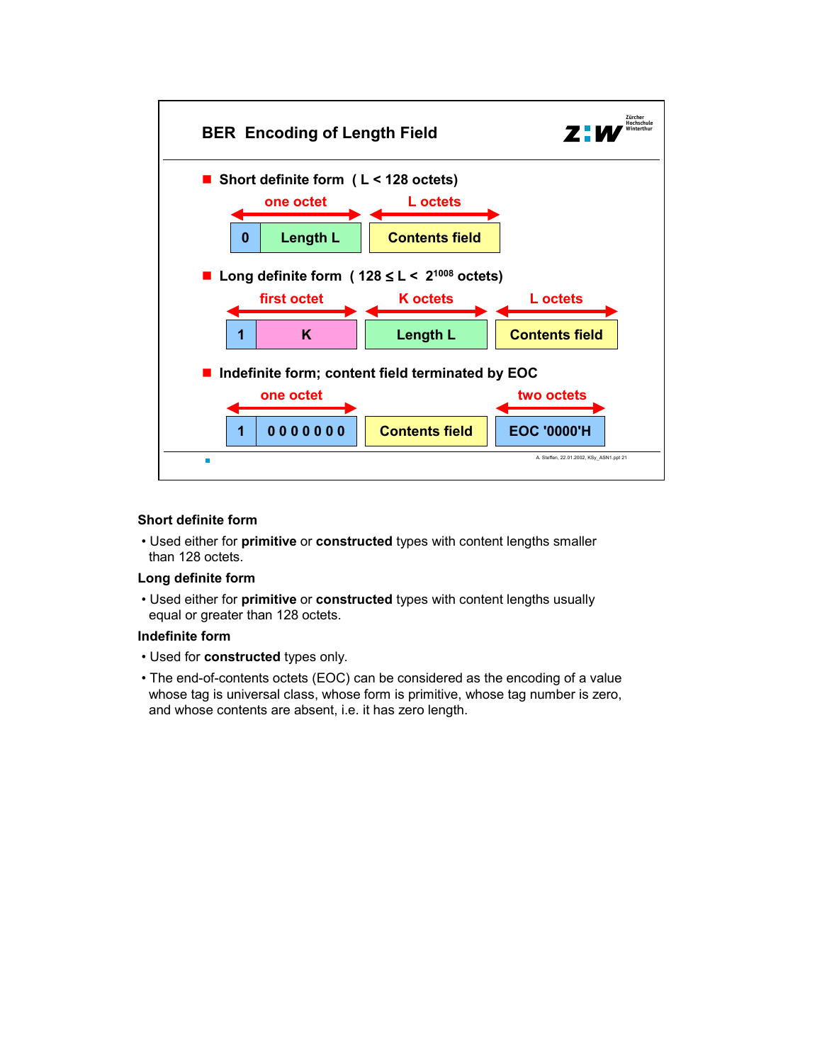## BER Encoding of Length Field

- **Short definite form ( L < 128 octets)**

| one octet | | L octets |
|---|---|---|
| 0 | Length L | Contents field |

- **Long definite form ( 128 ≤ L < $2^{1008}$ octets)**

| first octet | | K octets | L octets |
|---|---|---|---|
| 1 | K | Length L | Contents field |

- **Indefinite form; content field terminated by EOC**

| one octet | | | two octets |
|---|---|---|---|
| 1 | 0 0 0 0 0 0 0 | Contents field | EOC '0000'H |

A. Steffen, 22.01.2002, KSy_ASN1.ppt 21

### Short definite form

- Used either for **primitive** or **constructed** types with content lengths smaller than 128 octets.

### Long definite form

- Used either for **primitive** or **constructed** types with content lengths usually equal or greater than 128 octets.

### Indefinite form

- Used for **constructed** types only.
- The end-of-contents octets (EOC) can be considered as the encoding of a value whose tag is universal class, whose form is primitive, whose tag number is zero, and whose contents are absent, i.e. it has zero length.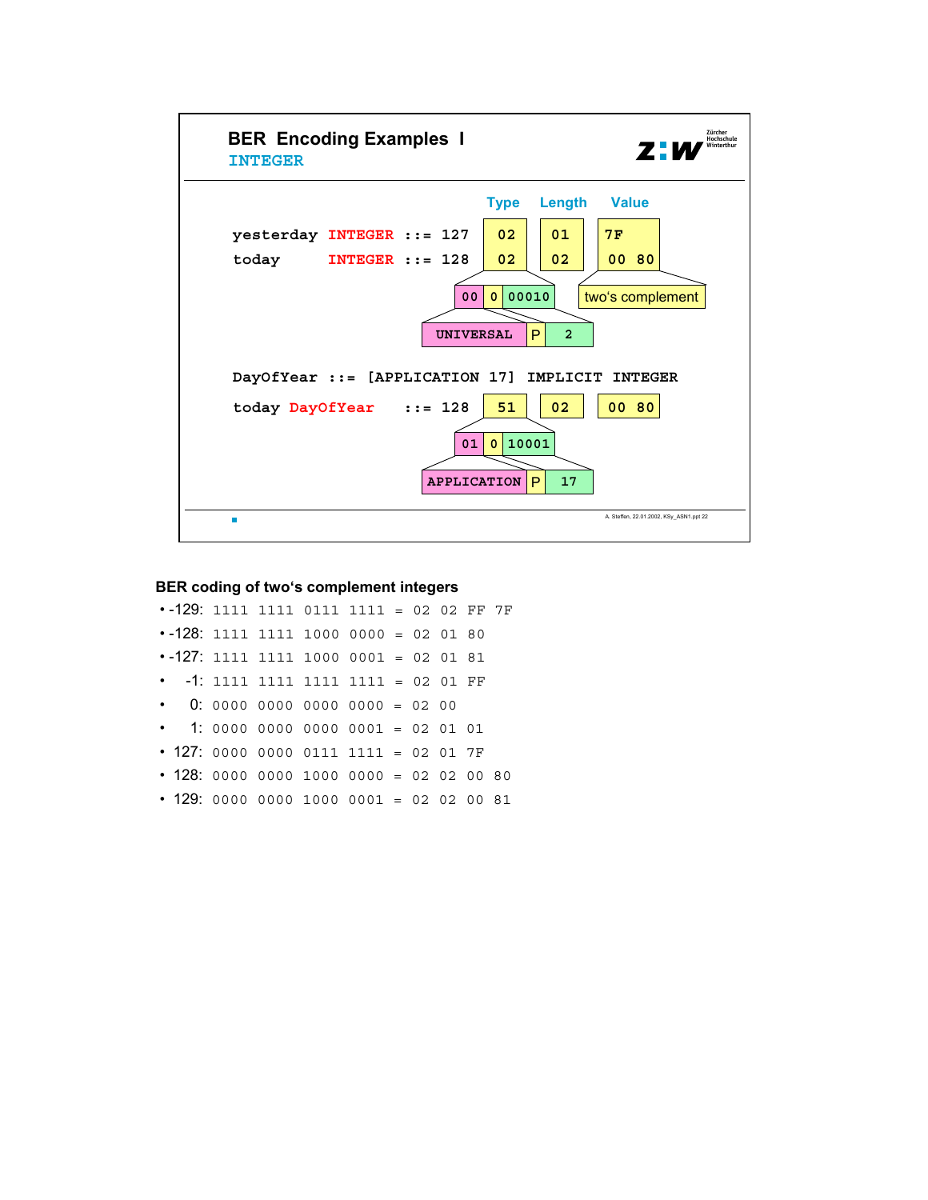## BER Encoding Examples I

### INTEGER

| | Type | Length | Value |
|---|---|---|---|
| yesterday INTEGER ::= 127 | 02 | 01 | 7F |
| today INTEGER ::= 128 | 02 | 02 | 00 80 |

Type octet 02: `00` | `0` | `00010` → UNIVERSAL | P | 2

Value: two's complement

```
DayOfYear ::= [APPLICATION 17] IMPLICIT INTEGER
```

| | Type | Length | Value |
|---|---|---|---|
| today DayOfYear ::= 128 | 51 | 02 | 00 80 |

Type octet 51: `01` | `0` | `10001` → APPLICATION | P | 17

A. Steffen, 22.01.2002, KSy_ASN1.ppt 22

**BER coding of two's complement integers**

- -129: 1111 1111 0111 1111 = 02 02 FF 7F
- -128: 1111 1111 1000 0000 = 02 01 80
- -127: 1111 1111 1000 0001 = 02 01 81
- -1: 1111 1111 1111 1111 = 02 01 FF
- 0: 0000 0000 0000 0000 = 02 00
- 1: 0000 0000 0000 0001 = 02 01 01
- 127: 0000 0000 0111 1111 = 02 01 7F
- 128: 0000 0000 1000 0000 = 02 02 00 80
- 129: 0000 0000 1000 0001 = 02 02 00 81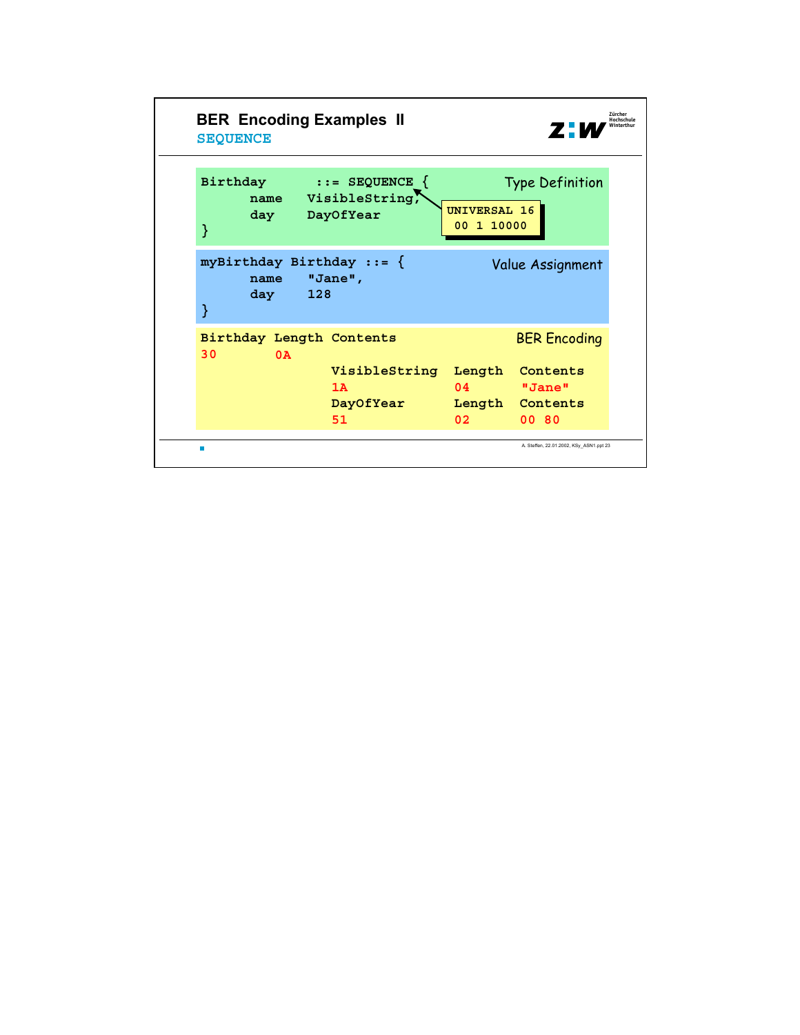# BER Encoding Examples II

## SEQUENCE

**Type Definition**

```
Birthday      ::= SEQUENCE {
      name    VisibleString,
      day     DayOfYear
}
```

UNIVERSAL 16
00 1 10000

**Value Assignment**

```
myBirthday Birthday ::= {
      name    "Jane",
      day     128
}
```

**BER Encoding**

| Birthday | Length | Contents | | |
|---|---|---|---|---|
| 30 | 0A | | | |
| | | VisibleString | Length | Contents |
| | | 1A | 04 | "Jane" |
| | | DayOfYear | Length | Contents |
| | | 51 | 02 | 00 80 |

A. Steffen, 22.01.2002, KSy_ASN1.ppt 23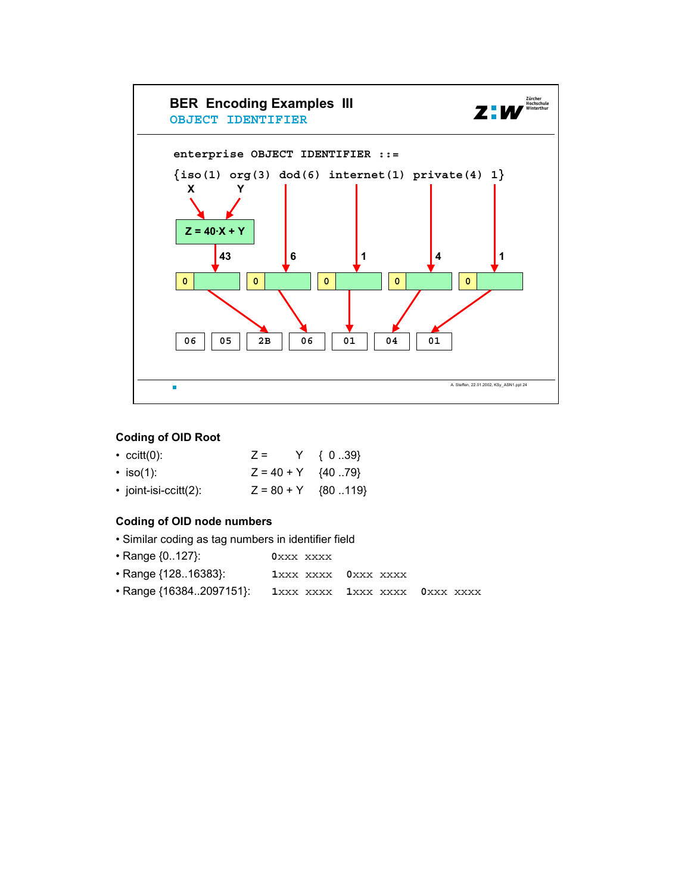## BER Encoding Examples III

`OBJECT IDENTIFIER`

```
enterprise OBJECT IDENTIFIER ::=
{iso(1) org(3) dod(6) internet(1) private(4) 1}
```

X = 1, Y = 3 → $Z = 40 \cdot X + Y$ = 43

Encoded octets: `06` `05` `2B` `06` `01` `04` `01`

A. Steffen, 22.01.2002, KSy_ASN1.ppt 24

### Coding of OID Root

| | | |
|---|---|---|
| • ccitt(0): | Z = Y | { 0 ..39} |
| • iso(1): | Z = 40 + Y | {40 ..79} |
| • joint-isi-ccitt(2): | Z = 80 + Y | {80 ..119} |

### Coding of OID node numbers

- Similar coding as tag numbers in identifier field
- Range {0..127}: `0xxx xxxx`
- Range {128..16383}: `1xxx xxxx 0xxx xxxx`
- Range {16384..2097151}: `1xxx xxxx 1xxx xxxx 0xxx xxxx`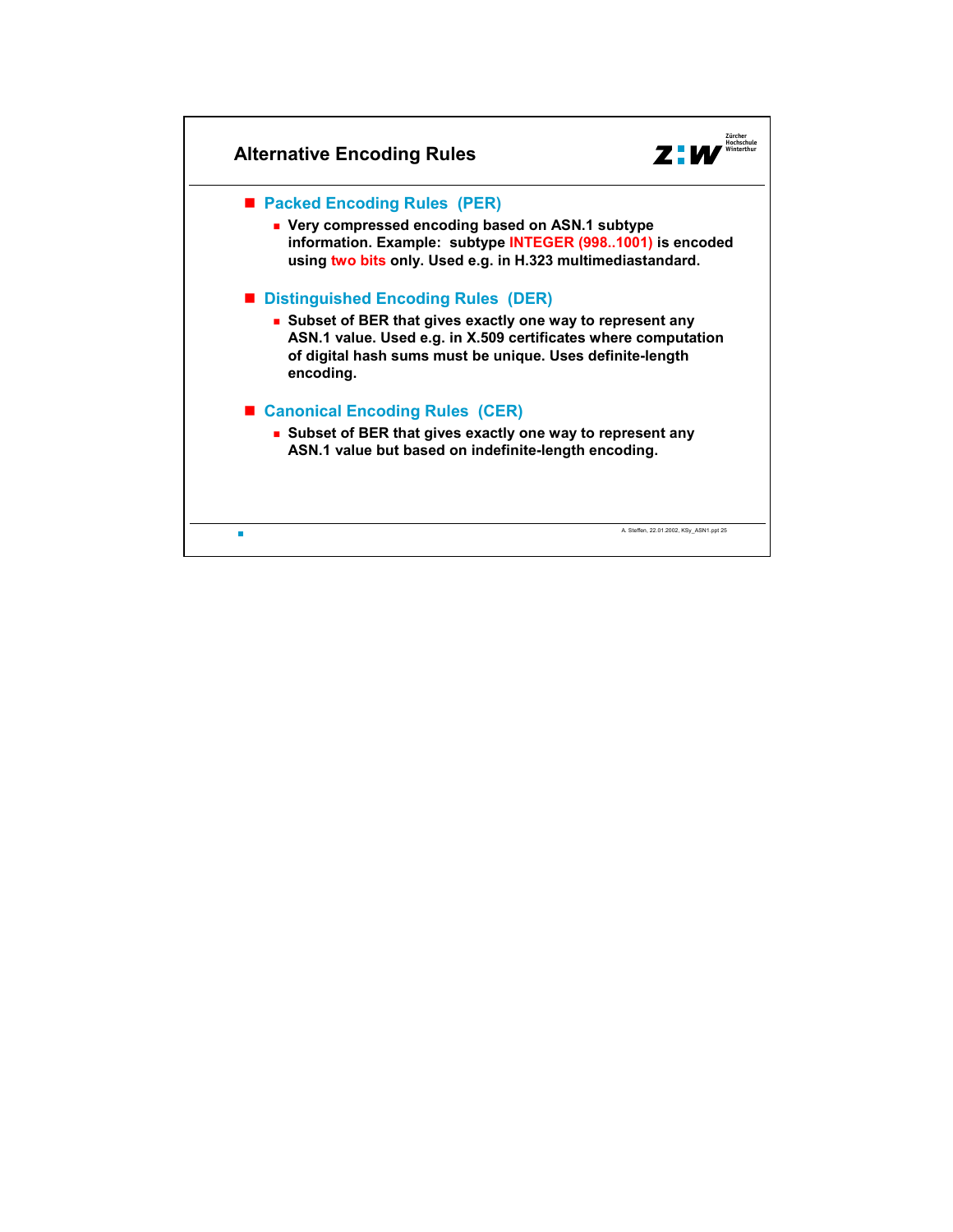# Alternative Encoding Rules

- **Packed Encoding Rules (PER)**
  - **Very compressed encoding based on ASN.1 subtype information. Example: subtype INTEGER (998..1001) is encoded using two bits only. Used e.g. in H.323 multimediastandard.**

- **Distinguished Encoding Rules (DER)**
  - **Subset of BER that gives exactly one way to represent any ASN.1 value. Used e.g. in X.509 certificates where computation of digital hash sums must be unique. Uses definite-length encoding.**

- **Canonical Encoding Rules (CER)**
  - **Subset of BER that gives exactly one way to represent any ASN.1 value but based on indefinite-length encoding.**